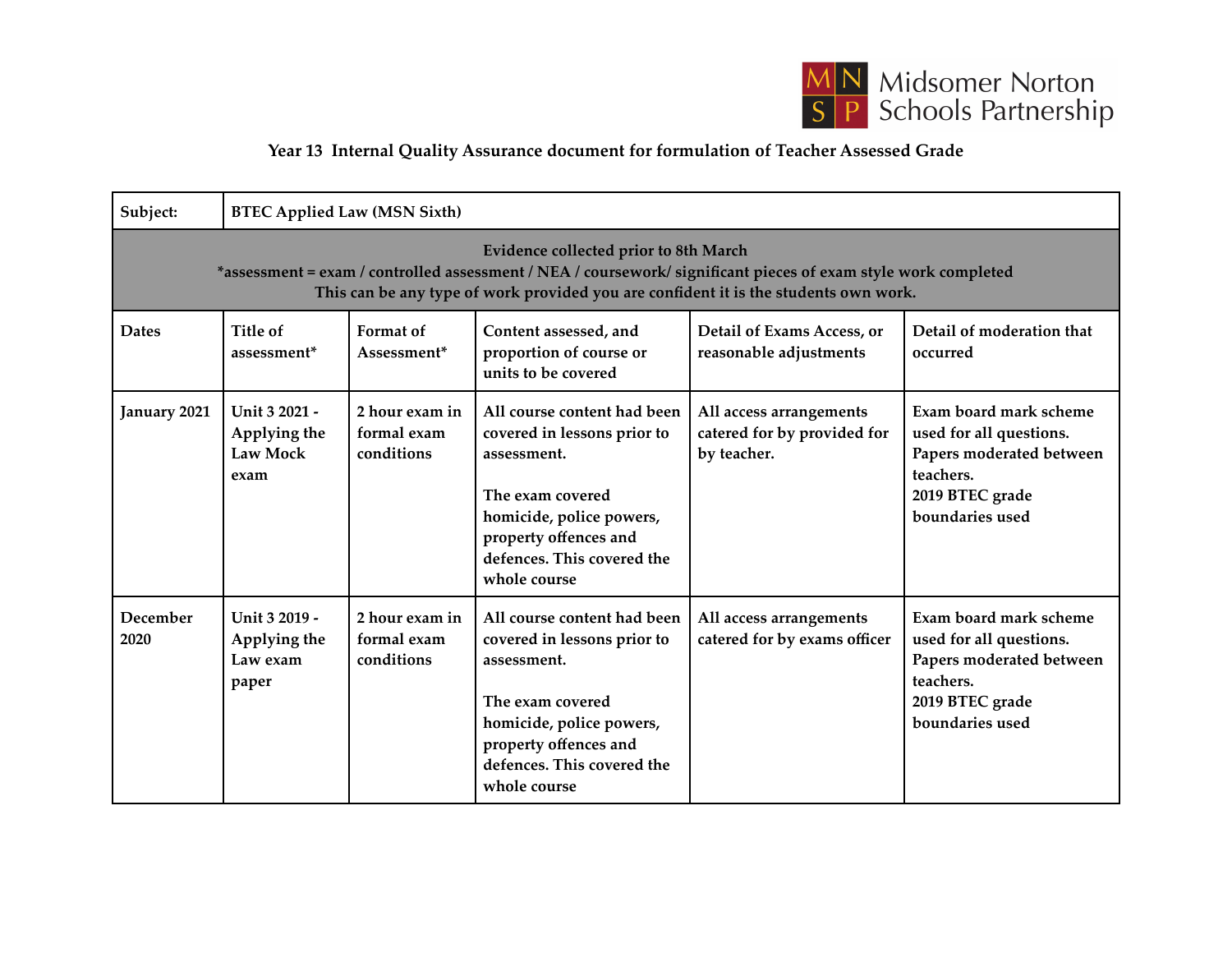Midsomer Norton Schools Partnership

## Year 13 Internal Quality Assurance document for formulation of Teacher Assessed Grade

| **Subject:** | **BTEC Applied Law (MSN Sixth)** | | | | |
|---|---|---|---|---|---|
| **Evidence collected prior to 8th March**<br>***assessment = exam / controlled assessment / NEA / coursework/ significant pieces of exam style work completed**<br>**This can be any type of work provided you are confident it is the students own work.** | | | | | |
| **Dates** | **Title of assessment*** | **Format of Assessment*** | **Content assessed, and proportion of course or units to be covered** | **Detail of Exams Access, or reasonable adjustments** | **Detail of moderation that occurred** |
| **January 2021** | **Unit 3 2021 - Applying the Law Mock exam** | **2 hour exam in formal exam conditions** | **All course content had been covered in lessons prior to assessment.**<br><br>**The exam covered homicide, police powers, property offences and defences. This covered the whole course** | **All access arrangements catered for by provided for by teacher.** | **Exam board mark scheme used for all questions. Papers moderated between teachers. 2019 BTEC grade boundaries used** |
| **December 2020** | **Unit 3 2019 - Applying the Law exam paper** | **2 hour exam in formal exam conditions** | **All course content had been covered in lessons prior to assessment.**<br><br>**The exam covered homicide, police powers, property offences and defences. This covered the whole course** | **All access arrangements catered for by exams officer** | **Exam board mark scheme used for all questions. Papers moderated between teachers. 2019 BTEC grade boundaries used** |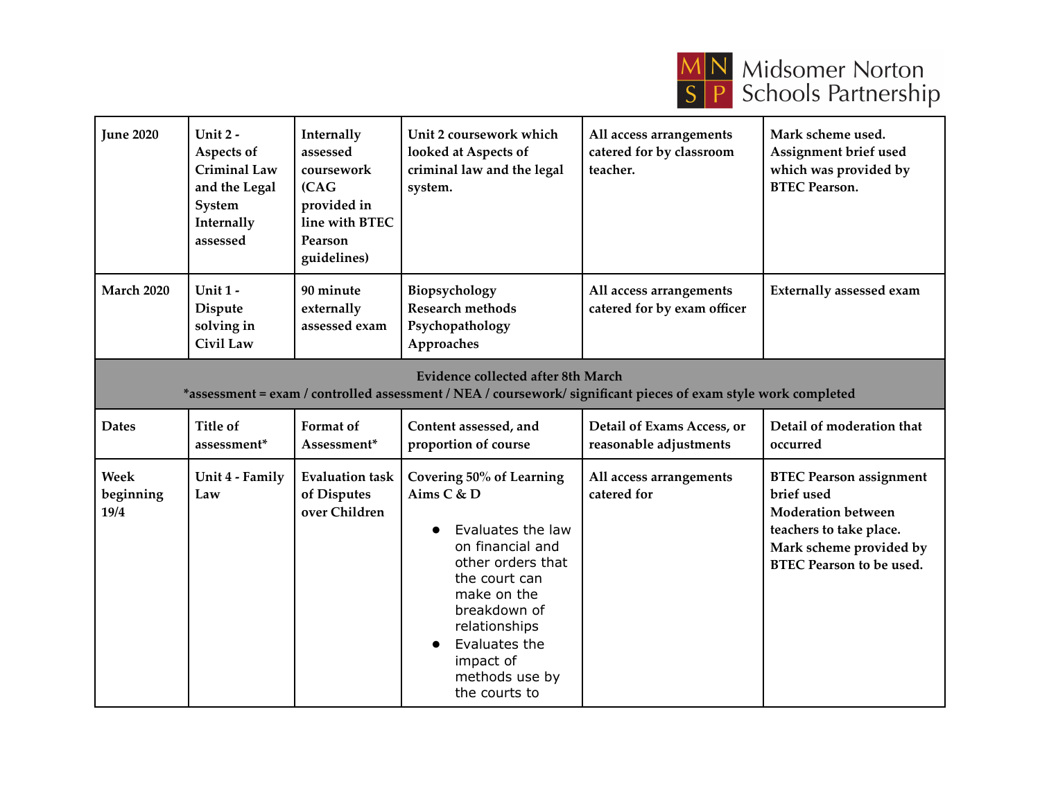| June 2020 | Unit 2 - Aspects of Criminal Law and the Legal System Internally assessed | Internally assessed coursework (CAG provided in line with BTEC Pearson guidelines) | Unit 2 coursework which looked at Aspects of criminal law and the legal system. | All access arrangements catered for by classroom teacher. | Mark scheme used. Assignment brief used which was provided by BTEC Pearson. |
|---|---|---|---|---|---|
| March 2020 | Unit 1 - Dispute solving in Civil Law | 90 minute externally assessed exam | Biopsychology<br>Research methods<br>Psychopathology<br>Approaches | All access arrangements catered for by exam officer | Externally assessed exam |
| **Evidence collected after 8th March**<br>*assessment = exam / controlled assessment / NEA / coursework/ significant pieces of exam style work completed | | | | | |
| Dates | Title of assessment* | Format of Assessment* | Content assessed, and proportion of course | Detail of Exams Access, or reasonable adjustments | Detail of moderation that occurred |
| Week beginning 19/4 | Unit 4 - Family Law | Evaluation task of Disputes over Children | Covering 50% of Learning Aims C & D<br>● Evaluates the law on financial and other orders that the court can make on the breakdown of relationships<br>● Evaluates the impact of methods use by the courts to | All access arrangements catered for | BTEC Pearson assignment brief used<br>Moderation between teachers to take place.<br>Mark scheme provided by BTEC Pearson to be used. |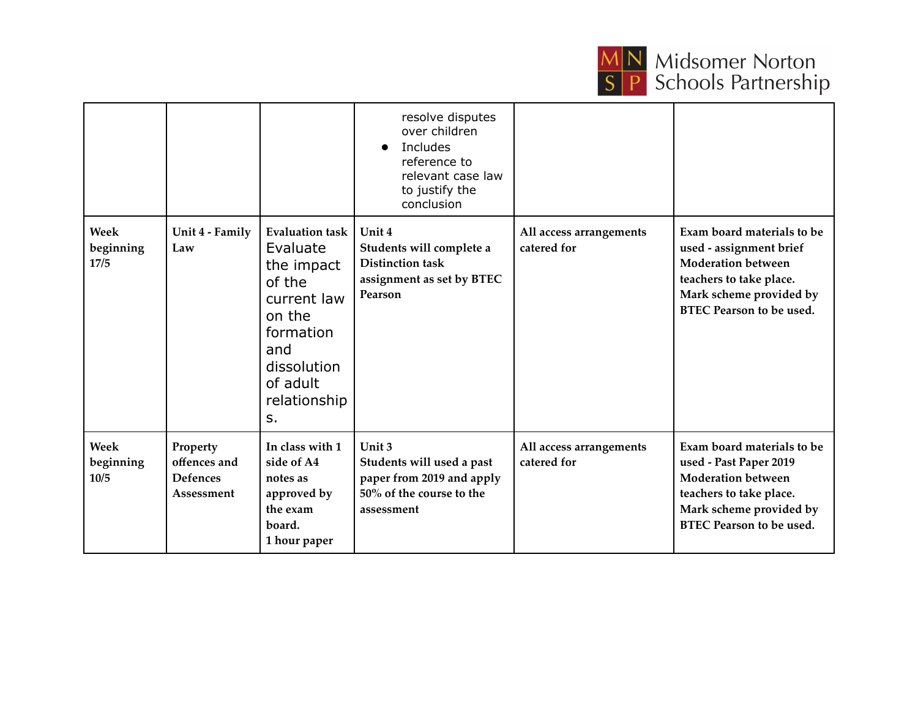| | | | | | |
|---|---|---|---|---|---|
| | | | resolve disputes over children<br>● Includes reference to relevant case law to justify the conclusion | | |
| **Week beginning 17/5** | **Unit 4 - Family Law** | **Evaluation task** Evaluate the impact of the current law on the formation and dissolution of adult relationships. | **Unit 4 Students will complete a Distinction task assignment as set by BTEC Pearson** | **All access arrangements catered for** | **Exam board materials to be used - assignment brief Moderation between teachers to take place. Mark scheme provided by BTEC Pearson to be used.** |
| **Week beginning 10/5** | **Property offences and Defences Assessment** | **In class with 1 side of A4 notes as approved by the exam board. 1 hour paper** | **Unit 3 Students will used a past paper from 2019 and apply 50% of the course to the assessment** | **All access arrangements catered for** | **Exam board materials to be used - Past Paper 2019 Moderation between teachers to take place. Mark scheme provided by BTEC Pearson to be used.** |